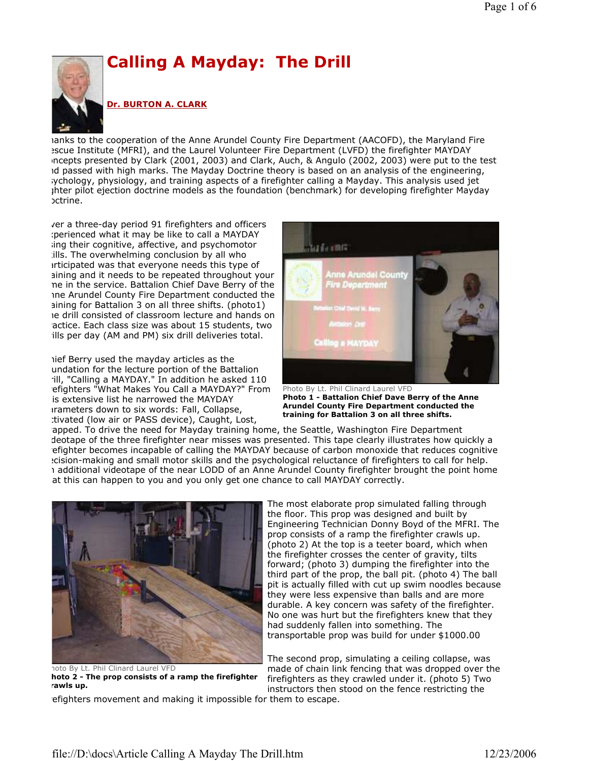# Calling A Mayday: The Drill

**Dr. BURTON A. CLARK**

ıanks to the cooperation of the Anne Arundel County Fire Department (AACOFD), the Maryland Fire ɛscue Institute (MFRI), and the Laurel Volunteer Fire Department (LVFD) the firefighter MAYDAY ɪncepts presented by Clark (2001, 2003) and Clark, Auch, & Angulo (2002, 2003) were put to the test ıd passed with high marks. The Mayday Doctrine theory is based on an analysis of the engineering, ;ychology, physiology, and training aspects of a firefighter calling a Mayday. This analysis used jet ghter pilot ejection doctrine models as the foundation (benchmark) for developing firefighter Mayday ɔctrine.

ver a three-day period 91 firefighters and officers ‹perienced what it may be like to call a MAYDAY ;ing their cognitive, affective, and psychomotor :ills. The overwhelming conclusion by all who ırticipated was that everyone needs this type of aining and it needs to be repeated throughout your ne in the service. Battalion Chief Dave Berry of the ıne Arundel County Fire Department conducted the aining for Battalion 3 on all three shifts. (photo1) ıe drill consisted of classroom lecture and hands on 'actice. Each class size was about 15 students, two 'ills per day (AM and PM) six drill deliveries total.

Photo By Lt. Phil Clinard Laurel VFD

**Photo 1 - Battalion Chief Dave Berry of the Anne Arundel County Fire Department conducted the training for Battalion 3 on all three shifts.**

ıief Berry used the mayday articles as the undation for the lecture portion of the Battalion 'ill, "Calling a MAYDAY." In addition he asked 110 'efighters "What Makes You Call a MAYDAY?" From is extensive list he narrowed the MAYDAY ırameters down to six words: Fall, Collapse, :tivated (low air or PASS device), Caught, Lost, 'apped. To drive the need for Mayday training home, the Seattle, Washington Fire Department deotape of the three firefighter near misses was presented. This tape clearly illustrates how quickly a 'efighter becomes incapable of calling the MAYDAY because of carbon monoxide that reduces cognitive ɛcision-making and small motor skills and the psychological reluctance of firefighters to call for help. ı additional videotape of the near LODD of an Anne Arundel County firefighter brought the point home at this can happen to you and you only get one chance to call MAYDAY correctly.

ıoto By Lt. Phil Clinard Laurel VFD

**hoto 2 - The prop consists of a ramp the firefighter 'rawls up.**

The most elaborate prop simulated falling through the floor. This prop was designed and built by Engineering Technician Donny Boyd of the MFRI. The prop consists of a ramp the firefighter crawls up. (photo 2) At the top is a teeter board, which when the firefighter crosses the center of gravity, tilts forward; (photo 3) dumping the firefighter into the third part of the prop, the ball pit. (photo 4) The ball pit is actually filled with cut up swim noodles because they were less expensive than balls and are more durable. A key concern was safety of the firefighter. No one was hurt but the firefighters knew that they had suddenly fallen into something. The transportable prop was build for under $1000.00

The second prop, simulating a ceiling collapse, was made of chain link fencing that was dropped over the firefighters as they crawled under it. (photo 5) Two instructors then stood on the fence restricting the 'efighters movement and making it impossible for them to escape.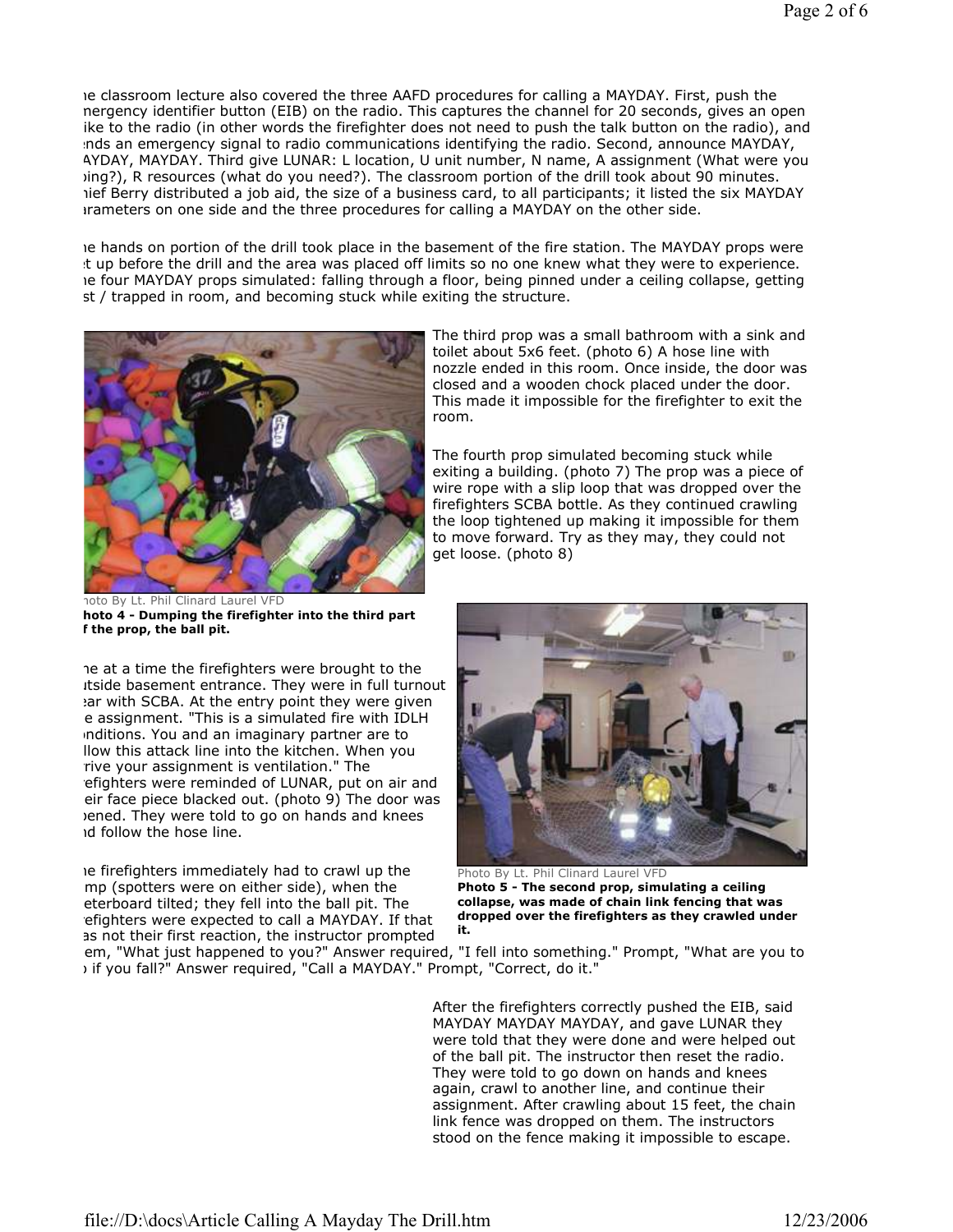ne classroom lecture also covered the three AAFD procedures for calling a MAYDAY. First, push the nergency identifier button (EIB) on the radio. This captures the channel for 20 seconds, gives an open ike to the radio (in other words the firefighter does not need to push the talk button on the radio), and ends an emergency signal to radio communications identifying the radio. Second, announce MAYDAY, AYDAY, MAYDAY. Third give LUNAR: L location, U unit number, N name, A assignment (What were you oing?), R resources (what do you need?). The classroom portion of the drill took about 90 minutes. hief Berry distributed a job aid, the size of a business card, to all participants; it listed the six MAYDAY arameters on one side and the three procedures for calling a MAYDAY on the other side.

ne hands on portion of the drill took place in the basement of the fire station. The MAYDAY props were t up before the drill and the area was placed off limits so no one knew what they were to experience. ne four MAYDAY props simulated: falling through a floor, being pinned under a ceiling collapse, getting st / trapped in room, and becoming stuck while exiting the structure.

noto By Lt. Phil Clinard Laurel VFD
**hoto 4 - Dumping the firefighter into the third part f the prop, the ball pit.**

ne at a time the firefighters were brought to the itside basement entrance. They were in full turnout ear with SCBA. At the entry point they were given e assignment. "This is a simulated fire with IDLH nditions. You and an imaginary partner are to llow this attack line into the kitchen. When you rive your assignment is ventilation." The efighters were reminded of LUNAR, put on air and eir face piece blacked out. (photo 9) The door was pened. They were told to go on hands and knees nd follow the hose line.

ne firefighters immediately had to crawl up the mp (spotters were on either side), when the eterboard tilted; they fell into the ball pit. The efighters were expected to call a MAYDAY. If that as not their first reaction, the instructor prompted em, "What just happened to you?" Answer required, "I fell into something." Prompt, "What are you to o if you fall?" Answer required, "Call a MAYDAY." Prompt, "Correct, do it."

After the firefighters correctly pushed the EIB, said MAYDAY MAYDAY MAYDAY, and gave LUNAR they were told that they were done and were helped out of the ball pit. The instructor then reset the radio. They were told to go down on hands and knees again, crawl to another line, and continue their assignment. After crawling about 15 feet, the chain link fence was dropped on them. The instructors stood on the fence making it impossible to escape.

Photo By Lt. Phil Clinard Laurel VFD
**Photo 5 - The second prop, simulating a ceiling collapse, was made of chain link fencing that was dropped over the firefighters as they crawled under it.**

The third prop was a small bathroom with a sink and toilet about 5x6 feet. (photo 6) A hose line with nozzle ended in this room. Once inside, the door was closed and a wooden chock placed under the door. This made it impossible for the firefighter to exit the room.

The fourth prop simulated becoming stuck while exiting a building. (photo 7) The prop was a piece of wire rope with a slip loop that was dropped over the firefighters SCBA bottle. As they continued crawling the loop tightened up making it impossible for them to move forward. Try as they may, they could not get loose. (photo 8)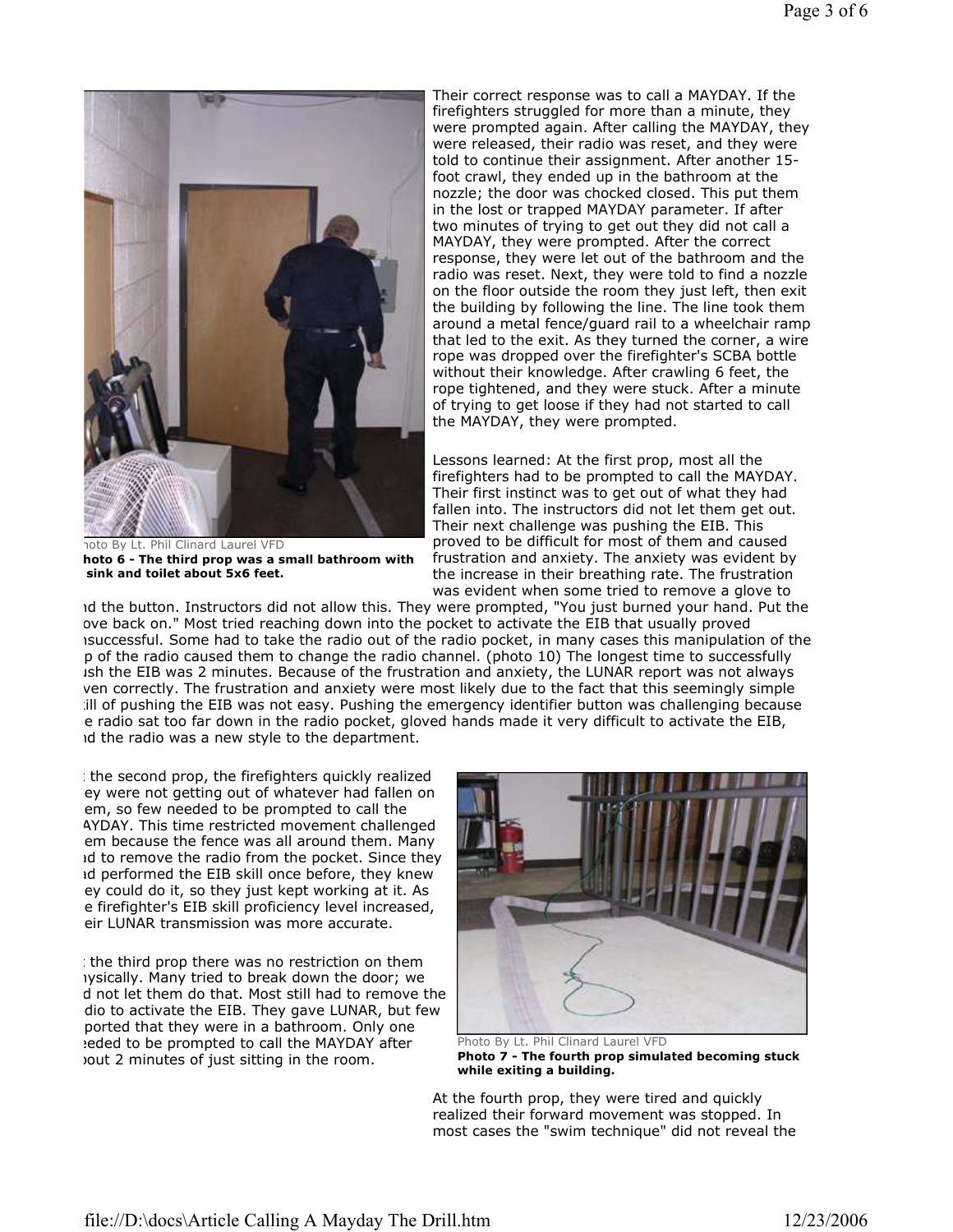Photo By Lt. Phil Clinard Laurel VFD
**Photo 6 - The third prop was a small bathroom with sink and toilet about 5x6 feet.**

Their correct response was to call a MAYDAY. If the firefighters struggled for more than a minute, they were prompted again. After calling the MAYDAY, they were released, their radio was reset, and they were told to continue their assignment. After another 15-foot crawl, they ended up in the bathroom at the nozzle; the door was chocked closed. This put them in the lost or trapped MAYDAY parameter. If after two minutes of trying to get out they did not call a MAYDAY, they were prompted. After the correct response, they were let out of the bathroom and the radio was reset. Next, they were told to find a nozzle on the floor outside the room they just left, then exit the building by following the line. The line took them around a metal fence/guard rail to a wheelchair ramp that led to the exit. As they turned the corner, a wire rope was dropped over the firefighter's SCBA bottle without their knowledge. After crawling 6 feet, the rope tightened, and they were stuck. After a minute of trying to get loose if they had not started to call the MAYDAY, they were prompted.

Lessons learned: At the first prop, most all the firefighters had to be prompted to call the MAYDAY. Their first instinct was to get out of what they had fallen into. The instructors did not let them get out. Their next challenge was pushing the EIB. This proved to be difficult for most of them and caused frustration and anxiety. The anxiety was evident by the increase in their breathing rate. The frustration was evident when some tried to remove a glove to find the button. Instructors did not allow this. They were prompted, "You just burned your hand. Put the glove back on." Most tried reaching down into the pocket to activate the EIB that usually proved unsuccessful. Some had to take the radio out of the radio pocket, in many cases this manipulation of the top of the radio caused them to change the radio channel. (photo 10) The longest time to successfully push the EIB was 2 minutes. Because of the frustration and anxiety, the LUNAR report was not always given correctly. The frustration and anxiety were most likely due to the fact that this seemingly simple skill of pushing the EIB was not easy. Pushing the emergency identifier button was challenging because the radio sat too far down in the radio pocket, gloved hands made it very difficult to activate the EIB, and the radio was a new style to the department.

At the second prop, the firefighters quickly realized they were not getting out of whatever had fallen on them, so few needed to be prompted to call the MAYDAY. This time restricted movement challenged them because the fence was all around them. Many had to remove the radio from the pocket. Since they had performed the EIB skill once before, they knew they could do it, so they just kept working at it. As the firefighter's EIB skill proficiency level increased, their LUNAR transmission was more accurate.

At the third prop there was no restriction on them physically. Many tried to break down the door; we did not let them do that. Most still had to remove the radio to activate the EIB. They gave LUNAR, but few reported that they were in a bathroom. Only one needed to be prompted to call the MAYDAY after about 2 minutes of just sitting in the room.

Photo By Lt. Phil Clinard Laurel VFD
**Photo 7 - The fourth prop simulated becoming stuck while exiting a building.**

At the fourth prop, they were tired and quickly realized their forward movement was stopped. In most cases the "swim technique" did not reveal the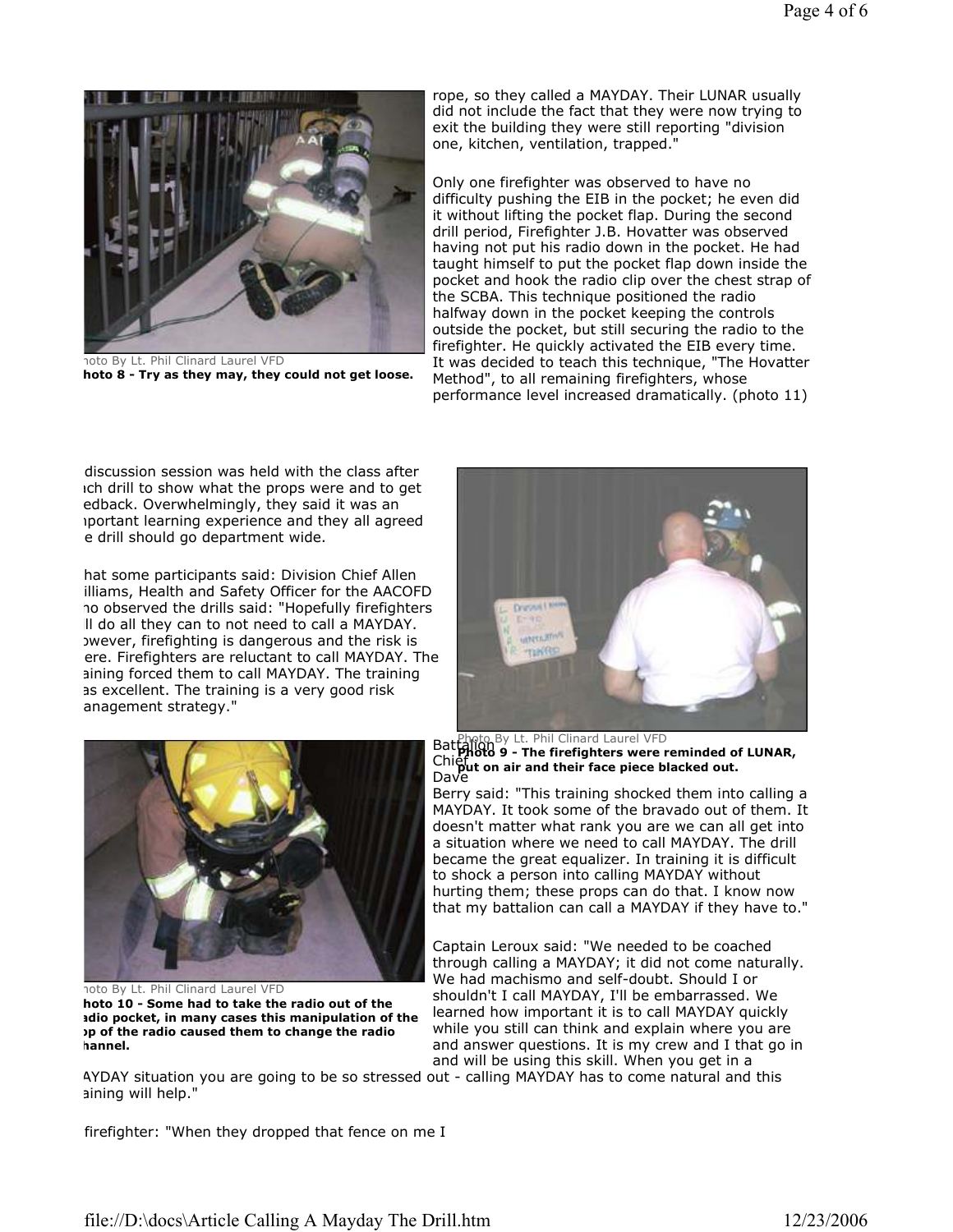Photo By Lt. Phil Clinard Laurel VFD
**Photo 8 - Try as they may, they could not get loose.**

rope, so they called a MAYDAY. Their LUNAR usually did not include the fact that they were now trying to exit the building they were still reporting "division one, kitchen, ventilation, trapped."

Only one firefighter was observed to have no difficulty pushing the EIB in the pocket; he even did it without lifting the pocket flap. During the second drill period, Firefighter J.B. Hovatter was observed having not put his radio down in the pocket. He had taught himself to put the pocket flap down inside the pocket and hook the radio clip over the chest strap of the SCBA. This technique positioned the radio halfway down in the pocket keeping the controls outside the pocket, but still securing the radio to the firefighter. He quickly activated the EIB every time. It was decided to teach this technique, "The Hovatter Method", to all remaining firefighters, whose performance level increased dramatically. (photo 11)

discussion session was held with the class after ich drill to show what the props were and to get edback. Overwhelmingly, they said it was an nportant learning experience and they all agreed e drill should go department wide.

hat some participants said: Division Chief Allen illiams, Health and Safety Officer for the AACOFD no observed the drills said: "Hopefully firefighters ll do all they can to not need to call a MAYDAY. owever, firefighting is dangerous and the risk is ere. Firefighters are reluctant to call MAYDAY. The aining forced them to call MAYDAY. The training as excellent. The training is a very good risk anagement strategy."

Photo By Lt. Phil Clinard Laurel VFD
**Photo 9 - The firefighters were reminded of LUNAR, put on air and their face piece blacked out.**

Battalion Chief Dave Berry said: "This training shocked them into calling a MAYDAY. It took some of the bravado out of them. It doesn't matter what rank you are we can all get into a situation where we need to call MAYDAY. The drill became the great equalizer. In training it is difficult to shock a person into calling MAYDAY without hurting them; these props can do that. I know now that my battalion can call a MAYDAY if they have to."

Photo By Lt. Phil Clinard Laurel VFD
**Photo 10 - Some had to take the radio out of the radio pocket, in many cases this manipulation of the top of the radio caused them to change the radio channel.**

Captain Leroux said: "We needed to be coached through calling a MAYDAY; it did not come naturally. We had machismo and self-doubt. Should I or shouldn't I call MAYDAY, I'll be embarrassed. We learned how important it is to call MAYDAY quickly while you still can think and explain where you are and answer questions. It is my crew and I that go in and will be using this skill. When you get in a AYDAY situation you are going to be so stressed out - calling MAYDAY has to come natural and this aining will help."

firefighter: "When they dropped that fence on me I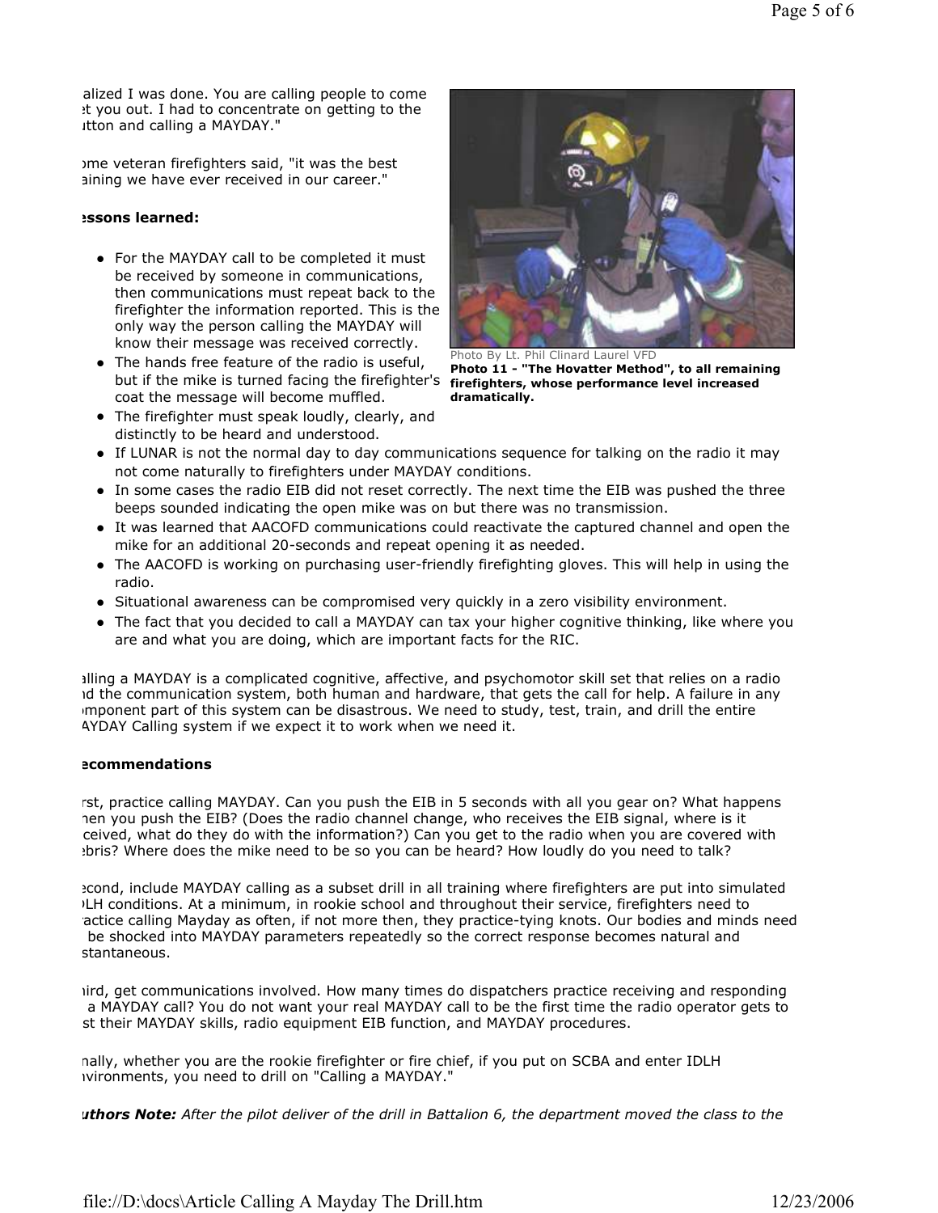alized I was done. You are calling people to come t you out. I had to concentrate on getting to the utton and calling a MAYDAY."

ome veteran firefighters said, "it was the best aining we have ever received in our career."

**essons learned:**

Photo By Lt. Phil Clinard Laurel VFD

**Photo 11 - "The Hovatter Method", to all remaining firefighters, whose performance level increased dramatically.**

- For the MAYDAY call to be completed it must be received by someone in communications, then communications must repeat back to the firefighter the information reported. This is the only way the person calling the MAYDAY will know their message was received correctly.
- The hands free feature of the radio is useful, but if the mike is turned facing the firefighter's coat the message will become muffled.
- The firefighter must speak loudly, clearly, and distinctly to be heard and understood.
- If LUNAR is not the normal day to day communications sequence for talking on the radio it may not come naturally to firefighters under MAYDAY conditions.
- In some cases the radio EIB did not reset correctly. The next time the EIB was pushed the three beeps sounded indicating the open mike was on but there was no transmission.
- It was learned that AACOFD communications could reactivate the captured channel and open the mike for an additional 20-seconds and repeat opening it as needed.
- The AACOFD is working on purchasing user-friendly firefighting gloves. This will help in using the radio.
- Situational awareness can be compromised very quickly in a zero visibility environment.
- The fact that you decided to call a MAYDAY can tax your higher cognitive thinking, like where you are and what you are doing, which are important facts for the RIC.

alling a MAYDAY is a complicated cognitive, affective, and psychomotor skill set that relies on a radio nd the communication system, both human and hardware, that gets the call for help. A failure in any omponent part of this system can be disastrous. We need to study, test, train, and drill the entire AYDAY Calling system if we expect it to work when we need it.

**ecommendations**

rst, practice calling MAYDAY. Can you push the EIB in 5 seconds with all you gear on? What happens hen you push the EIB? (Does the radio channel change, who receives the EIB signal, where is it ceived, what do they do with the information?) Can you get to the radio when you are covered with ebris? Where does the mike need to be so you can be heard? How loudly do you need to talk?

econd, include MAYDAY calling as a subset drill in all training where firefighters are put into simulated LH conditions. At a minimum, in rookie school and throughout their service, firefighters need to actice calling Mayday as often, if not more then, they practice-tying knots. Our bodies and minds need be shocked into MAYDAY parameters repeatedly so the correct response becomes natural and stantaneous.

hird, get communications involved. How many times do dispatchers practice receiving and responding a MAYDAY call? You do not want your real MAYDAY call to be the first time the radio operator gets to st their MAYDAY skills, radio equipment EIB function, and MAYDAY procedures.

nally, whether you are the rookie firefighter or fire chief, if you put on SCBA and enter IDLH nvironments, you need to drill on "Calling a MAYDAY."

***uthors Note:** After the pilot deliver of the drill in Battalion 6, the department moved the class to the*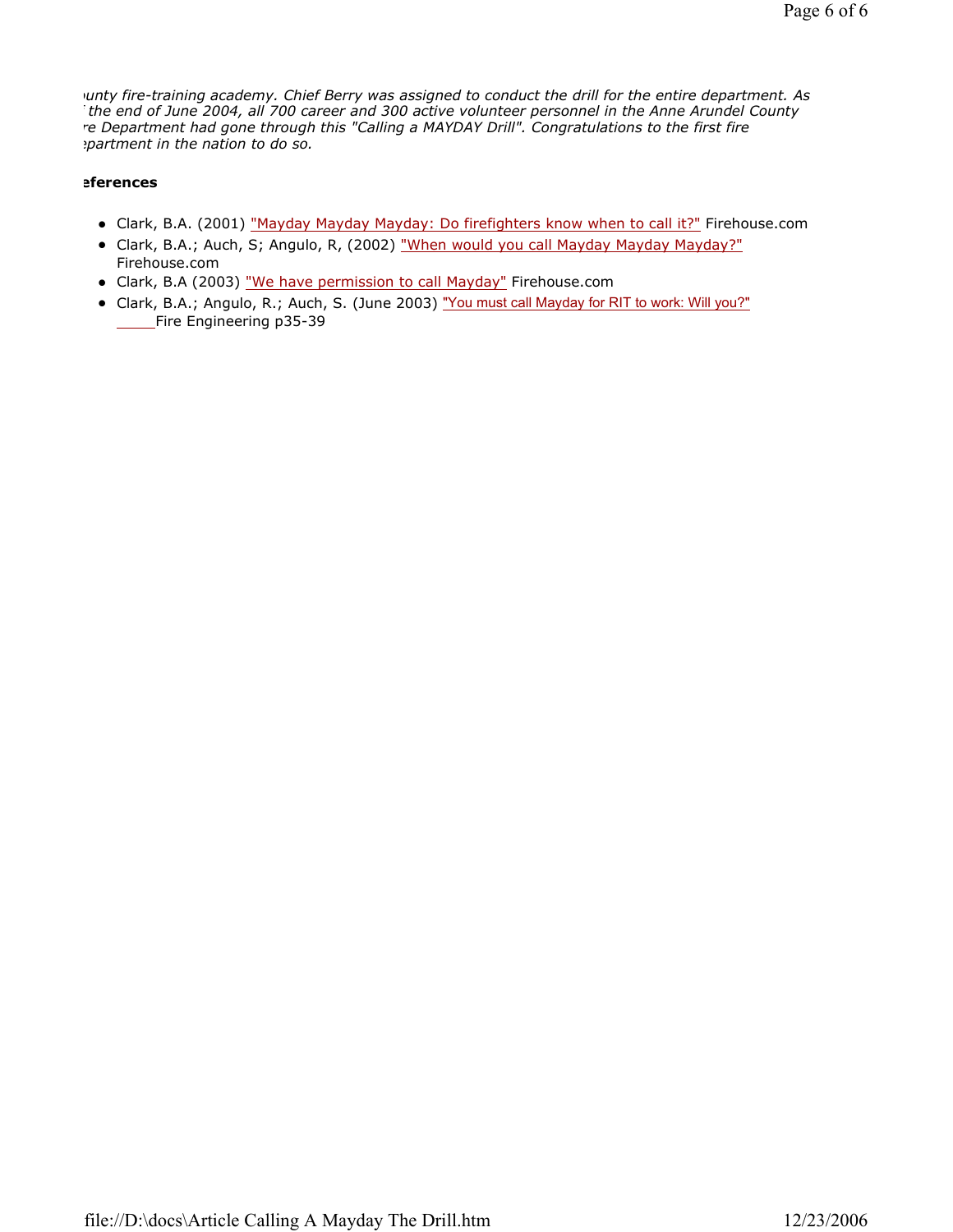*unty fire-training academy. Chief Berry was assigned to conduct the drill for the entire department. As the end of June 2004, all 700 career and 300 active volunteer personnel in the Anne Arundel County re Department had gone through this "Calling a MAYDAY Drill". Congratulations to the first fire epartment in the nation to do so.*

**eferences**

- Clark, B.A. (2001) "Mayday Mayday Mayday: Do firefighters know when to call it?" Firehouse.com
- Clark, B.A.; Auch, S; Angulo, R, (2002) "When would you call Mayday Mayday Mayday?" Firehouse.com
- Clark, B.A (2003) "We have permission to call Mayday" Firehouse.com
- Clark, B.A.; Angulo, R.; Auch, S. (June 2003) "You must call Mayday for RIT to work: Will you?" Fire Engineering p35-39